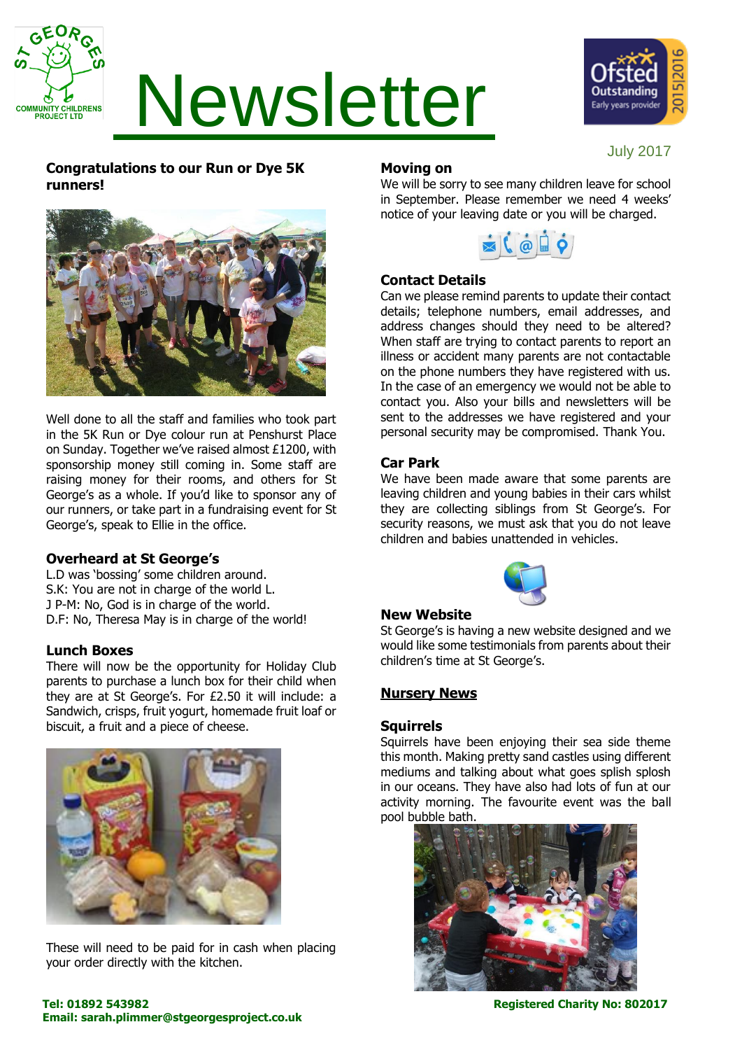# Newsletter

July 2017

## Congratulations to our Run or Dye 5K runners!

Well done to all the staff and families who took part in the 5K Run or Dye colour run at Penshurst Place on Sunday. Together we've raised almost £1200, with sponsorship money still coming in. Some staff are raising money for their rooms, and others for St George's as a whole. If you'd like to sponsor any of our runners, or take part in a fundraising event for St George's, speak to Ellie in the office.

## Overheard at St George's

L.D was 'bossing' some children around.
S.K: You are not in charge of the world L.
J P-M: No, God is in charge of the world.
D.F: No, Theresa May is in charge of the world!

## Lunch Boxes

There will now be the opportunity for Holiday Club parents to purchase a lunch box for their child when they are at St George's. For £2.50 it will include: a Sandwich, crisps, fruit yogurt, homemade fruit loaf or biscuit, a fruit and a piece of cheese.

These will need to be paid for in cash when placing your order directly with the kitchen.

## Moving on

We will be sorry to see many children leave for school in September. Please remember we need 4 weeks' notice of your leaving date or you will be charged.

## Contact Details

Can we please remind parents to update their contact details; telephone numbers, email addresses, and address changes should they need to be altered? When staff are trying to contact parents to report an illness or accident many parents are not contactable on the phone numbers they have registered with us. In the case of an emergency we would not be able to contact you. Also your bills and newsletters will be sent to the addresses we have registered and your personal security may be compromised. Thank You.

## Car Park

We have been made aware that some parents are leaving children and young babies in their cars whilst they are collecting siblings from St George's. For security reasons, we must ask that you do not leave children and babies unattended in vehicles.

## New Website

St George's is having a new website designed and we would like some testimonials from parents about their children's time at St George's.

## Nursery News

### Squirrels

Squirrels have been enjoying their sea side theme this month. Making pretty sand castles using different mediums and talking about what goes splish splosh in our oceans. They have also had lots of fun at our activity morning. The favourite event was the ball pool bubble bath.

**Tel: 01892 543982**
**Email: sarah.plimmer@stgeorgesproject.co.uk**

**Registered Charity No: 802017**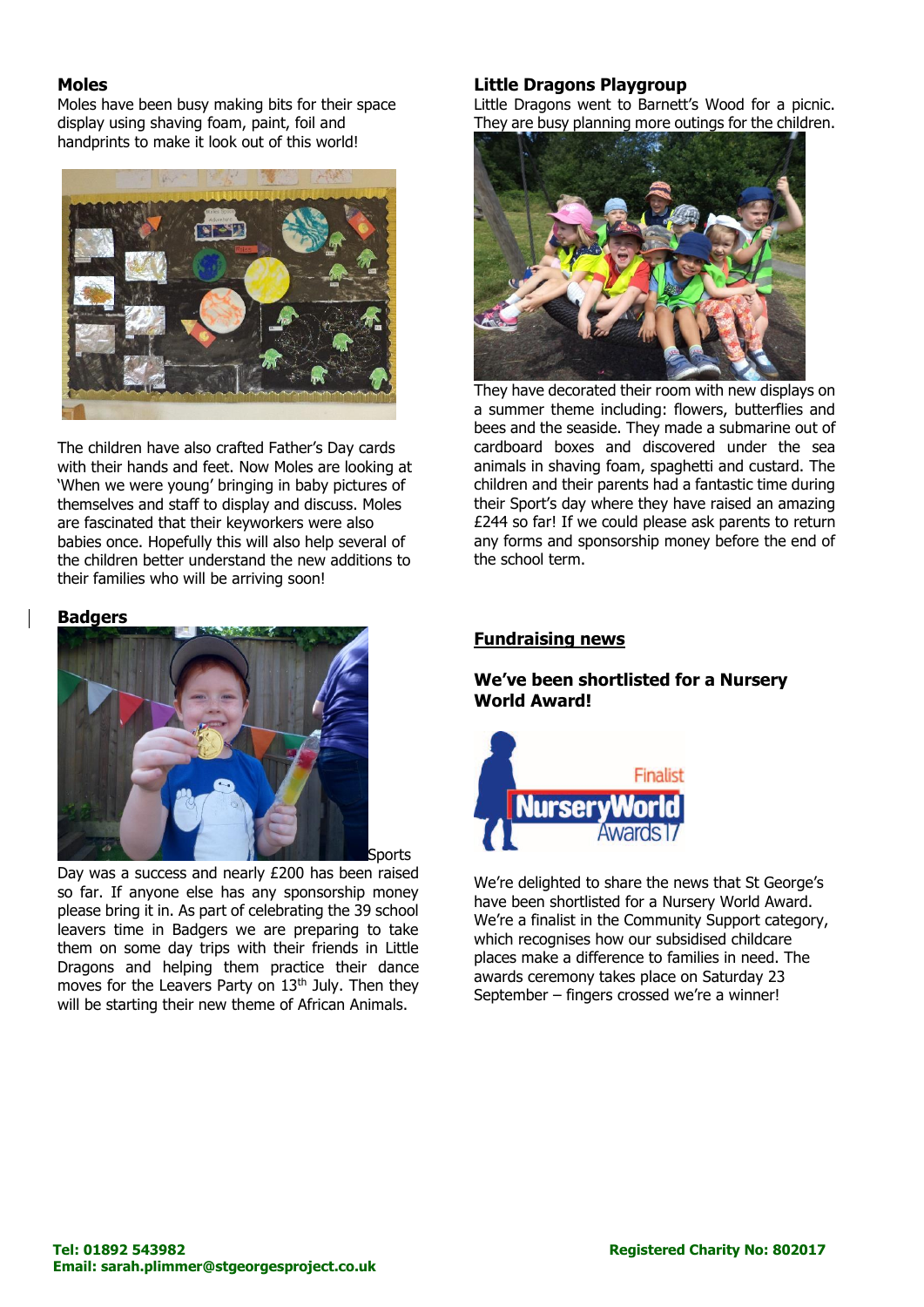## Moles

Moles have been busy making bits for their space display using shaving foam, paint, foil and handprints to make it look out of this world!

The children have also crafted Father's Day cards with their hands and feet. Now Moles are looking at 'When we were young' bringing in baby pictures of themselves and staff to display and discuss. Moles are fascinated that their keyworkers were also babies once. Hopefully this will also help several of the children better understand the new additions to their families who will be arriving soon!

## Badgers

Sports Day was a success and nearly £200 has been raised so far. If anyone else has any sponsorship money please bring it in. As part of celebrating the 39 school leavers time in Badgers we are preparing to take them on some day trips with their friends in Little Dragons and helping them practice their dance moves for the Leavers Party on 13th July. Then they will be starting their new theme of African Animals.

## Little Dragons Playgroup

Little Dragons went to Barnett's Wood for a picnic. They are busy planning more outings for the children.

They have decorated their room with new displays on a summer theme including: flowers, butterflies and bees and the seaside. They made a submarine out of cardboard boxes and discovered under the sea animals in shaving foam, spaghetti and custard. The children and their parents had a fantastic time during their Sport's day where they have raised an amazing £244 so far! If we could please ask parents to return any forms and sponsorship money before the end of the school term.

## Fundraising news

### We've been shortlisted for a Nursery World Award!

We're delighted to share the news that St George's have been shortlisted for a Nursery World Award. We're a finalist in the Community Support category, which recognises how our subsidised childcare places make a difference to families in need. The awards ceremony takes place on Saturday 23 September – fingers crossed we're a winner!

**Tel: 01892 543982**
**Email: sarah.plimmer@stgeorgesproject.co.uk**

**Registered Charity No: 802017**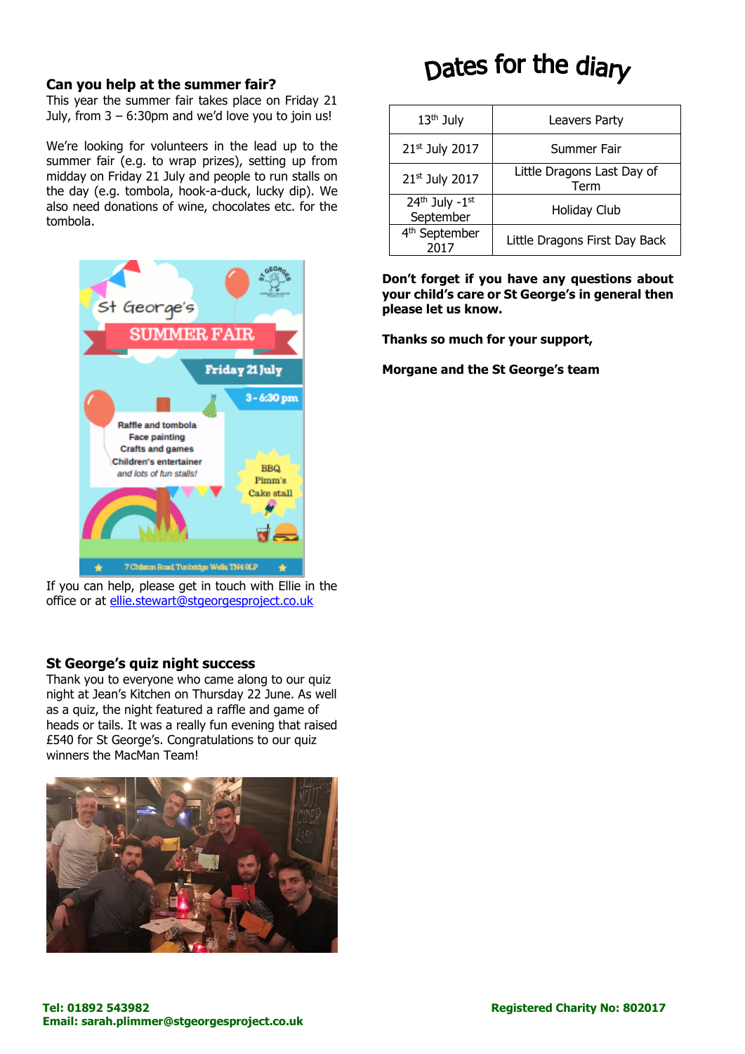### Can you help at the summer fair?

This year the summer fair takes place on Friday 21 July, from 3 – 6:30pm and we'd love you to join us!

We're looking for volunteers in the lead up to the summer fair (e.g. to wrap prizes), setting up from midday on Friday 21 July and people to run stalls on the day (e.g. tombola, hook-a-duck, lucky dip). We also need donations of wine, chocolates etc. for the tombola.

St George's
SUMMER FAIR
Friday 21 July
3 - 6:30 pm
Raffle and tombola
Face painting
Crafts and games
Children's entertainer
*and lots of fun stalls!*
BBQ
Pimm's
Cake stall
7 Chilston Road, Tunbridge Wells, TN4 9LP

If you can help, please get in touch with Ellie in the office or at ellie.stewart@stgeorgesproject.co.uk

### St George's quiz night success

Thank you to everyone who came along to our quiz night at Jean's Kitchen on Thursday 22 June. As well as a quiz, the night featured a raffle and game of heads or tails. It was a really fun evening that raised £540 for St George's. Congratulations to our quiz winners the MacMan Team!

## Dates for the diary

| | |
|---|---|
| 13th July | Leavers Party |
| 21st July 2017 | Summer Fair |
| 21st July 2017 | Little Dragons Last Day of Term |
| 24th July -1st September | Holiday Club |
| 4th September 2017 | Little Dragons First Day Back |

**Don't forget if you have any questions about your child's care or St George's in general then please let us know.**

**Thanks so much for your support,**

**Morgane and the St George's team**

**Tel: 01892 543982**
**Email: sarah.plimmer@stgeorgesproject.co.uk**

**Registered Charity No: 802017**